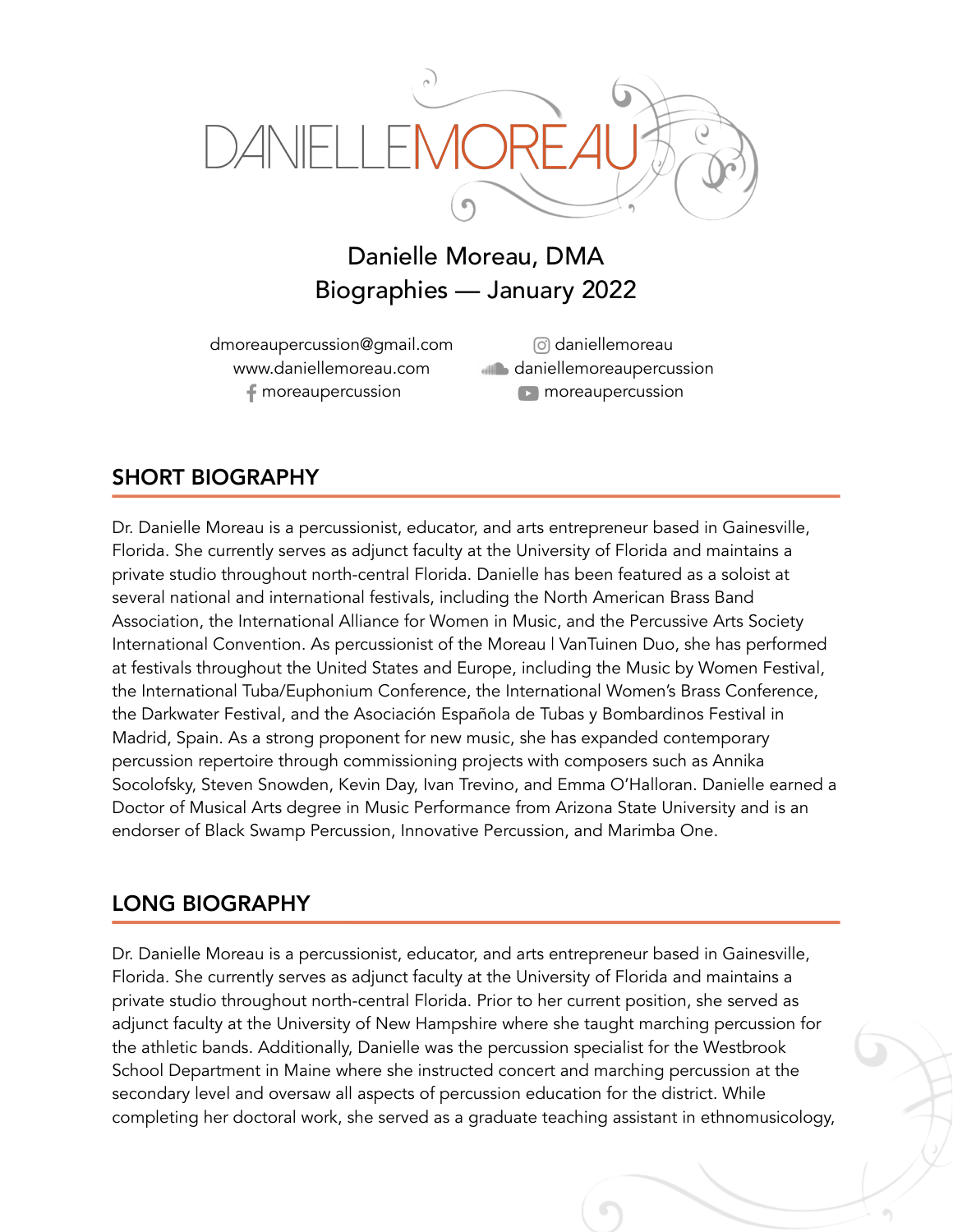# DANIELLEMOREAU

Danielle Moreau, DMA
Biographies — January 2022

dmoreaupercussion@gmail.com
www.daniellemoreau.com
moreaupercussion

daniellemoreau
daniellemoreaupercussion
moreaupercussion

## SHORT BIOGRAPHY

Dr. Danielle Moreau is a percussionist, educator, and arts entrepreneur based in Gainesville, Florida. She currently serves as adjunct faculty at the University of Florida and maintains a private studio throughout north-central Florida. Danielle has been featured as a soloist at several national and international festivals, including the North American Brass Band Association, the International Alliance for Women in Music, and the Percussive Arts Society International Convention. As percussionist of the Moreau | VanTuinen Duo, she has performed at festivals throughout the United States and Europe, including the Music by Women Festival, the International Tuba/Euphonium Conference, the International Women's Brass Conference, the Darkwater Festival, and the Asociación Española de Tubas y Bombardinos Festival in Madrid, Spain. As a strong proponent for new music, she has expanded contemporary percussion repertoire through commissioning projects with composers such as Annika Socolofsky, Steven Snowden, Kevin Day, Ivan Trevino, and Emma O'Halloran. Danielle earned a Doctor of Musical Arts degree in Music Performance from Arizona State University and is an endorser of Black Swamp Percussion, Innovative Percussion, and Marimba One.

## LONG BIOGRAPHY

Dr. Danielle Moreau is a percussionist, educator, and arts entrepreneur based in Gainesville, Florida. She currently serves as adjunct faculty at the University of Florida and maintains a private studio throughout north-central Florida. Prior to her current position, she served as adjunct faculty at the University of New Hampshire where she taught marching percussion for the athletic bands. Additionally, Danielle was the percussion specialist for the Westbrook School Department in Maine where she instructed concert and marching percussion at the secondary level and oversaw all aspects of percussion education for the district. While completing her doctoral work, she served as a graduate teaching assistant in ethnomusicology,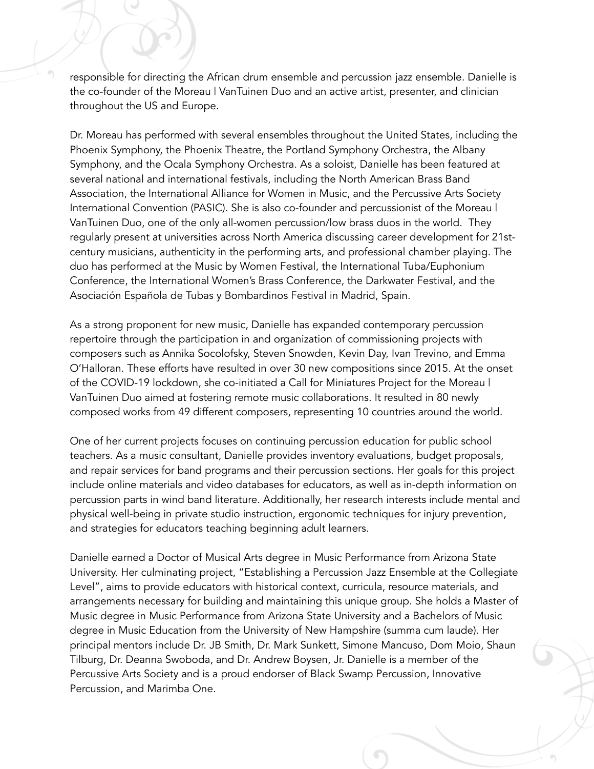responsible for directing the African drum ensemble and percussion jazz ensemble. Danielle is the co-founder of the Moreau | VanTuinen Duo and an active artist, presenter, and clinician throughout the US and Europe.

Dr. Moreau has performed with several ensembles throughout the United States, including the Phoenix Symphony, the Phoenix Theatre, the Portland Symphony Orchestra, the Albany Symphony, and the Ocala Symphony Orchestra. As a soloist, Danielle has been featured at several national and international festivals, including the North American Brass Band Association, the International Alliance for Women in Music, and the Percussive Arts Society International Convention (PASIC). She is also co-founder and percussionist of the Moreau | VanTuinen Duo, one of the only all-women percussion/low brass duos in the world. They regularly present at universities across North America discussing career development for 21st-century musicians, authenticity in the performing arts, and professional chamber playing. The duo has performed at the Music by Women Festival, the International Tuba/Euphonium Conference, the International Women's Brass Conference, the Darkwater Festival, and the Asociación Española de Tubas y Bombardinos Festival in Madrid, Spain.

As a strong proponent for new music, Danielle has expanded contemporary percussion repertoire through the participation in and organization of commissioning projects with composers such as Annika Socolofsky, Steven Snowden, Kevin Day, Ivan Trevino, and Emma O'Halloran. These efforts have resulted in over 30 new compositions since 2015. At the onset of the COVID-19 lockdown, she co-initiated a Call for Miniatures Project for the Moreau | VanTuinen Duo aimed at fostering remote music collaborations. It resulted in 80 newly composed works from 49 different composers, representing 10 countries around the world.

One of her current projects focuses on continuing percussion education for public school teachers. As a music consultant, Danielle provides inventory evaluations, budget proposals, and repair services for band programs and their percussion sections. Her goals for this project include online materials and video databases for educators, as well as in-depth information on percussion parts in wind band literature. Additionally, her research interests include mental and physical well-being in private studio instruction, ergonomic techniques for injury prevention, and strategies for educators teaching beginning adult learners.

Danielle earned a Doctor of Musical Arts degree in Music Performance from Arizona State University. Her culminating project, "Establishing a Percussion Jazz Ensemble at the Collegiate Level", aims to provide educators with historical context, curricula, resource materials, and arrangements necessary for building and maintaining this unique group. She holds a Master of Music degree in Music Performance from Arizona State University and a Bachelors of Music degree in Music Education from the University of New Hampshire (summa cum laude). Her principal mentors include Dr. JB Smith, Dr. Mark Sunkett, Simone Mancuso, Dom Moio, Shaun Tilburg, Dr. Deanna Swoboda, and Dr. Andrew Boysen, Jr. Danielle is a member of the Percussive Arts Society and is a proud endorser of Black Swamp Percussion, Innovative Percussion, and Marimba One.